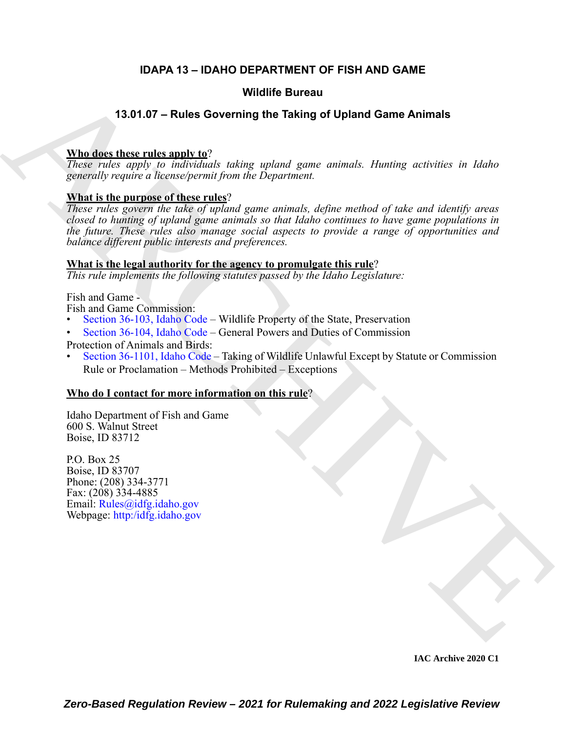# IDAPA 13 – IDAHO DEPARTMENT OF FISH AND GAME

## Wildlife Bureau

## 13.01.07 – Rules Governing the Taking of Upland Game Animals

**Who does these rules apply to**?

*These rules apply to individuals taking upland game animals. Hunting activities in Idaho generally require a license/permit from the Department.*

**What is the purpose of these rules**?

*These rules govern the take of upland game animals, define method of take and identify areas closed to hunting of upland game animals so that Idaho continues to have game populations in the future. These rules also manage social aspects to provide a range of opportunities and balance different public interests and preferences.*

**What is the legal authority for the agency to promulgate this rule**?

*This rule implements the following statutes passed by the Idaho Legislature:*

Fish and Game -

Fish and Game Commission:

- Section 36-103, Idaho Code – Wildlife Property of the State, Preservation
- Section 36-104, Idaho Code – General Powers and Duties of Commission

Protection of Animals and Birds:

- Section 36-1101, Idaho Code – Taking of Wildlife Unlawful Except by Statute or Commission Rule or Proclamation – Methods Prohibited – Exceptions

**Who do I contact for more information on this rule**?

Idaho Department of Fish and Game
600 S. Walnut Street
Boise, ID 83712

P.O. Box 25
Boise, ID 83707
Phone: (208) 334-3771
Fax: (208) 334-4885
Email: Rules@idfg.idaho.gov
Webpage: http:/idfg.idaho.gov

IAC Archive 2020 C1

*Zero-Based Regulation Review – 2021 for Rulemaking and 2022 Legislative Review*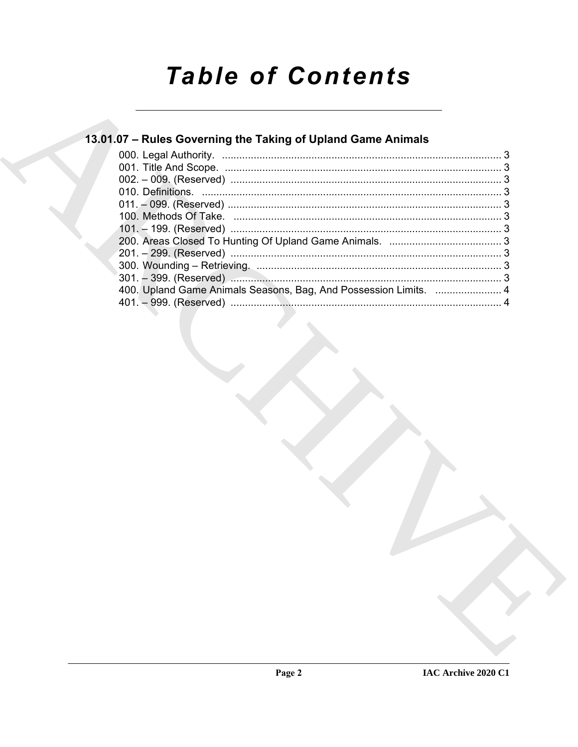# Table of Contents

## 13.01.07 – Rules Governing the Taking of Upland Game Animals

000. Legal Authority. ................................................................................................. 3
001. Title And Scope. ................................................................................................. 3
002. – 009. (Reserved) .............................................................................................. 3
010. Definitions. ........................................................................................................ 3
011. – 099. (Reserved) .............................................................................................. 3
100. Methods Of Take. ............................................................................................. 3
101. – 199. (Reserved) .............................................................................................. 3
200. Areas Closed To Hunting Of Upland Game Animals. ....................................... 3
201. – 299. (Reserved) .............................................................................................. 3
300. Wounding – Retrieving. ..................................................................................... 3
301. – 399. (Reserved) .............................................................................................. 3
400. Upland Game Animals Seasons, Bag, And Possession Limits. ....................... 4
401. – 999. (Reserved) .............................................................................................. 4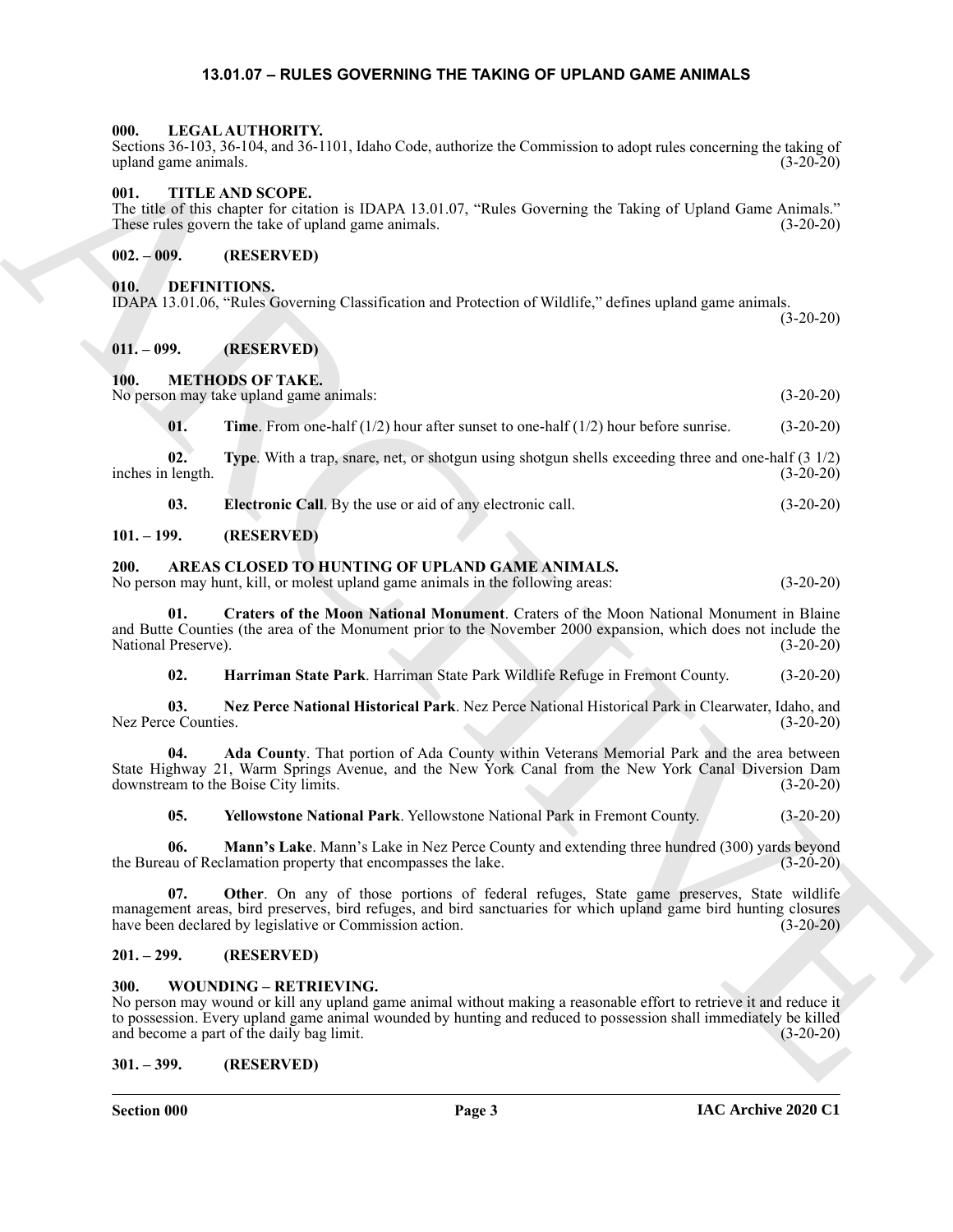# 13.01.07 – RULES GOVERNING THE TAKING OF UPLAND GAME ANIMALS

### 000. LEGAL AUTHORITY.

Sections 36-103, 36-104, and 36-1101, Idaho Code, authorize the Commission to adopt rules concerning the taking of upland game animals. (3-20-20)

### 001. TITLE AND SCOPE.

The title of this chapter for citation is IDAPA 13.01.07, "Rules Governing the Taking of Upland Game Animals." These rules govern the take of upland game animals. (3-20-20)

### 002. – 009. (RESERVED)

### 010. DEFINITIONS.

IDAPA 13.01.06, "Rules Governing Classification and Protection of Wildlife," defines upland game animals. (3-20-20)

### 011. – 099. (RESERVED)

### 100. METHODS OF TAKE.

No person may take upland game animals: (3-20-20)

**01. Time**. From one-half (1/2) hour after sunset to one-half (1/2) hour before sunrise. (3-20-20)

**02. Type**. With a trap, snare, net, or shotgun using shotgun shells exceeding three and one-half (3 1/2) inches in length. (3-20-20)

**03. Electronic Call**. By the use or aid of any electronic call. (3-20-20)

### 101. – 199. (RESERVED)

### 200. AREAS CLOSED TO HUNTING OF UPLAND GAME ANIMALS.

No person may hunt, kill, or molest upland game animals in the following areas: (3-20-20)

**01. Craters of the Moon National Monument**. Craters of the Moon National Monument in Blaine and Butte Counties (the area of the Monument prior to the November 2000 expansion, which does not include the National Preserve). (3-20-20)

**02. Harriman State Park**. Harriman State Park Wildlife Refuge in Fremont County. (3-20-20)

**03. Nez Perce National Historical Park**. Nez Perce National Historical Park in Clearwater, Idaho, and Nez Perce Counties. (3-20-20)

**04. Ada County**. That portion of Ada County within Veterans Memorial Park and the area between State Highway 21, Warm Springs Avenue, and the New York Canal from the New York Canal Diversion Dam downstream to the Boise City limits. (3-20-20)

**05. Yellowstone National Park**. Yellowstone National Park in Fremont County. (3-20-20)

**06. Mann's Lake**. Mann's Lake in Nez Perce County and extending three hundred (300) yards beyond the Bureau of Reclamation property that encompasses the lake. (3-20-20)

**07. Other**. On any of those portions of federal refuges, State game preserves, State wildlife management areas, bird preserves, bird refuges, and bird sanctuaries for which upland game bird hunting closures have been declared by legislative or Commission action. (3-20-20)

### 201. – 299. (RESERVED)

### 300. WOUNDING – RETRIEVING.

No person may wound or kill any upland game animal without making a reasonable effort to retrieve it and reduce it to possession. Every upland game animal wounded by hunting and reduced to possession shall immediately be killed and become a part of the daily bag limit. (3-20-20)

### 301. – 399. (RESERVED)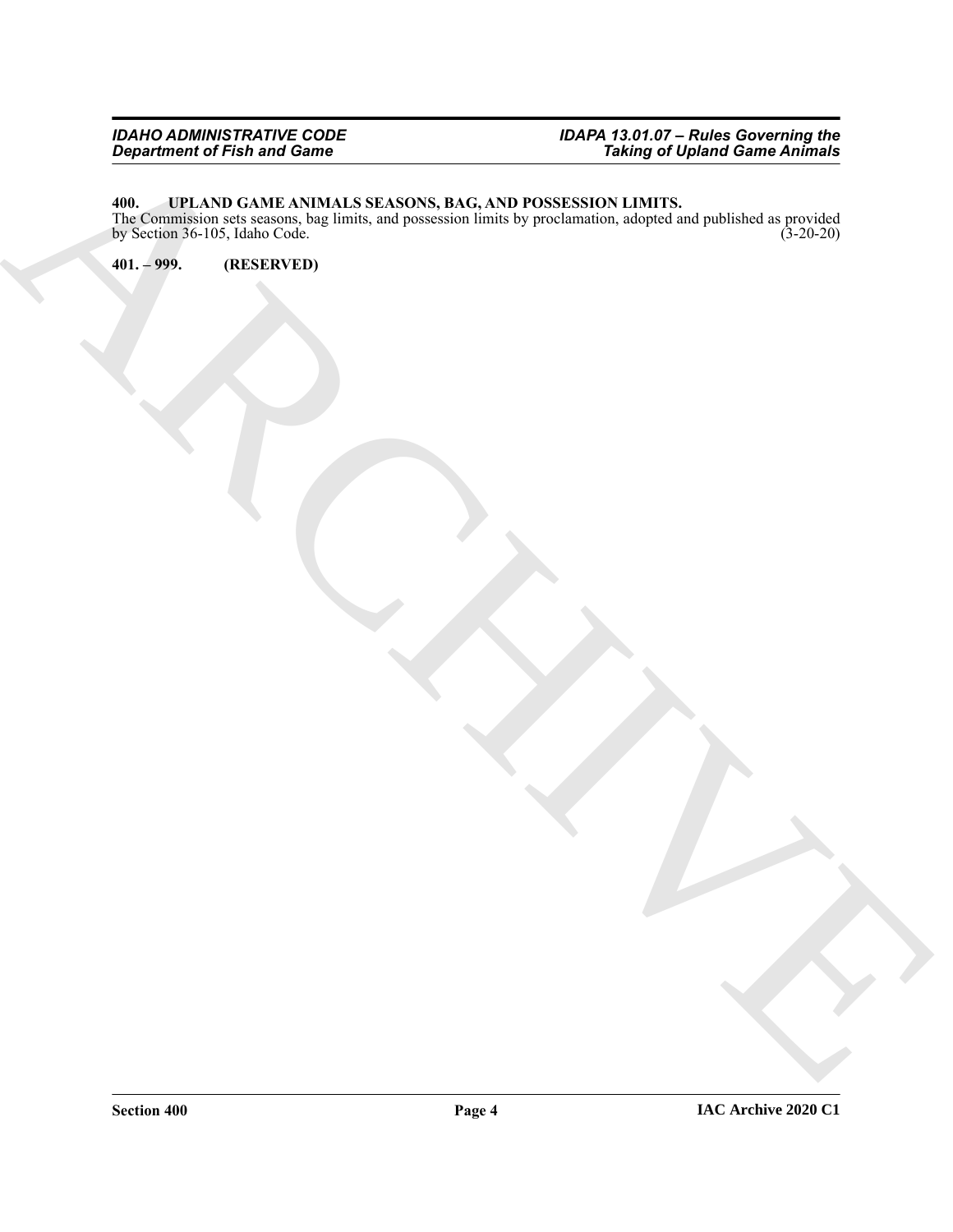**400. UPLAND GAME ANIMALS SEASONS, BAG, AND POSSESSION LIMITS.**

The Commission sets seasons, bag limits, and possession limits by proclamation, adopted and published as provided by Section 36-105, Idaho Code. (3-20-20)

**401. – 999. (RESERVED)**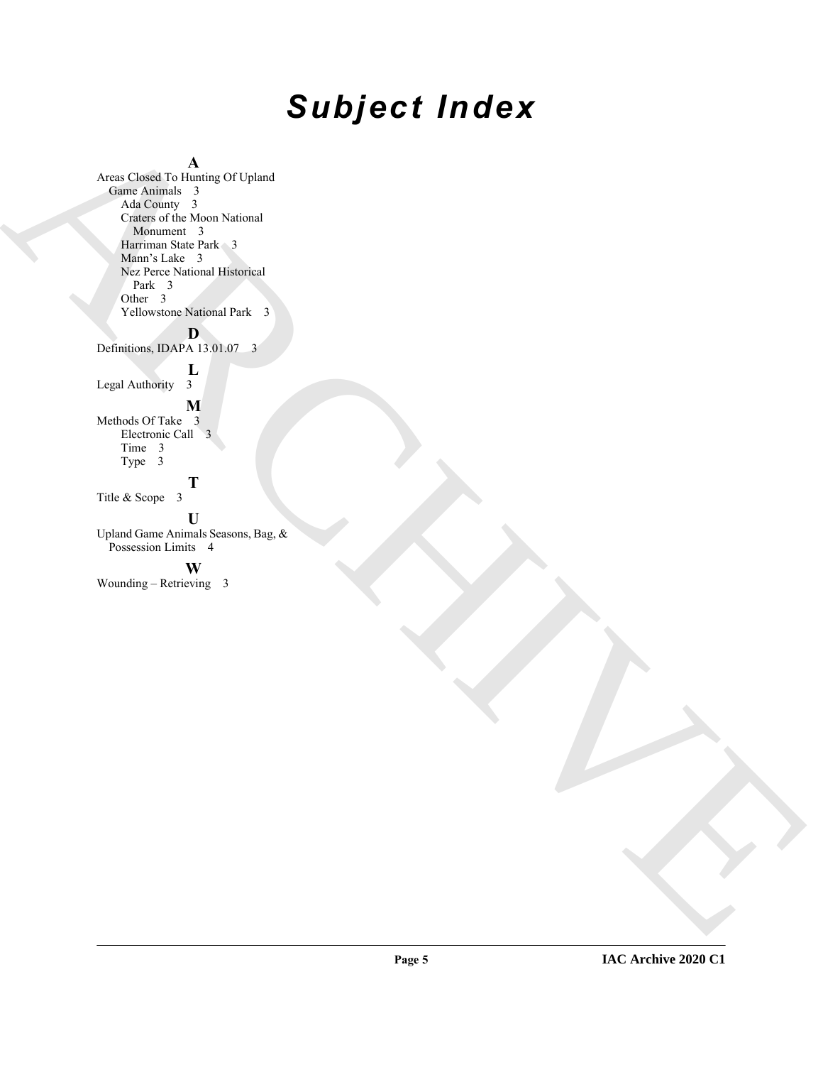# *Subject Index*

**A**

Areas Closed To Hunting Of Upland Game Animals 3
- Ada County 3
- Craters of the Moon National Monument 3
- Harriman State Park 3
- Mann's Lake 3
- Nez Perce National Historical Park 3
- Other 3
- Yellowstone National Park 3

**D**

Definitions, IDAPA 13.01.07 3

**L**

Legal Authority 3

**M**

Methods Of Take 3
- Electronic Call 3
- Time 3
- Type 3

**T**

Title & Scope 3

**U**

Upland Game Animals Seasons, Bag, & Possession Limits 4

**W**

Wounding – Retrieving 3